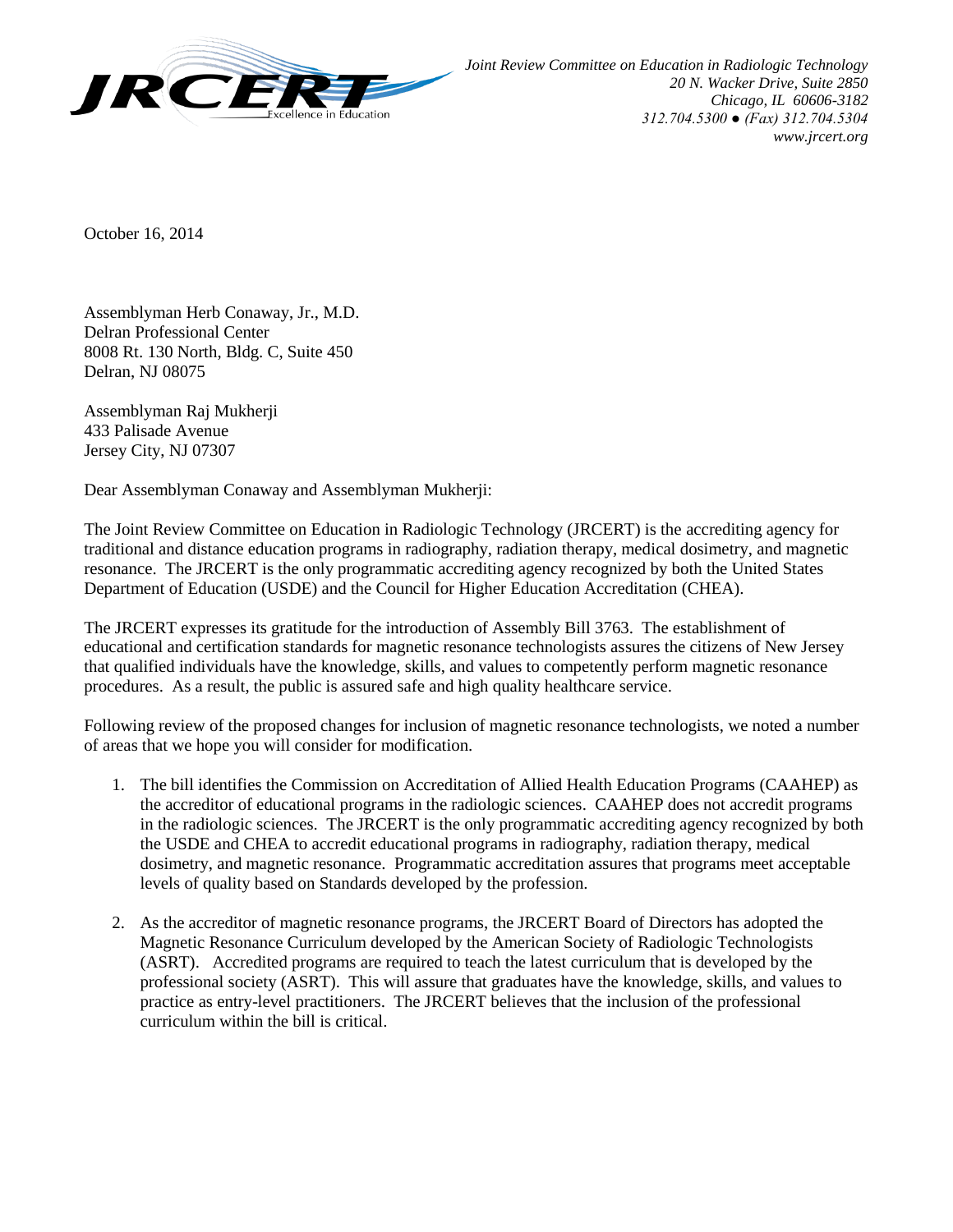*Joint Review Committee on Education in Radiologic Technology*
*20 N. Wacker Drive, Suite 2850*
*Chicago, IL 60606-3182*
*312.704.5300 ● (Fax) 312.704.5304*
*www.jrcert.org*

October 16, 2014

Assemblyman Herb Conaway, Jr., M.D.
Delran Professional Center
8008 Rt. 130 North, Bldg. C, Suite 450
Delran, NJ 08075

Assemblyman Raj Mukherji
433 Palisade Avenue
Jersey City, NJ 07307

Dear Assemblyman Conaway and Assemblyman Mukherji:

The Joint Review Committee on Education in Radiologic Technology (JRCERT) is the accrediting agency for traditional and distance education programs in radiography, radiation therapy, medical dosimetry, and magnetic resonance. The JRCERT is the only programmatic accrediting agency recognized by both the United States Department of Education (USDE) and the Council for Higher Education Accreditation (CHEA).

The JRCERT expresses its gratitude for the introduction of Assembly Bill 3763. The establishment of educational and certification standards for magnetic resonance technologists assures the citizens of New Jersey that qualified individuals have the knowledge, skills, and values to competently perform magnetic resonance procedures. As a result, the public is assured safe and high quality healthcare service.

Following review of the proposed changes for inclusion of magnetic resonance technologists, we noted a number of areas that we hope you will consider for modification.

1. The bill identifies the Commission on Accreditation of Allied Health Education Programs (CAAHEP) as the accreditor of educational programs in the radiologic sciences. CAAHEP does not accredit programs in the radiologic sciences. The JRCERT is the only programmatic accrediting agency recognized by both the USDE and CHEA to accredit educational programs in radiography, radiation therapy, medical dosimetry, and magnetic resonance. Programmatic accreditation assures that programs meet acceptable levels of quality based on Standards developed by the profession.

2. As the accreditor of magnetic resonance programs, the JRCERT Board of Directors has adopted the Magnetic Resonance Curriculum developed by the American Society of Radiologic Technologists (ASRT). Accredited programs are required to teach the latest curriculum that is developed by the professional society (ASRT). This will assure that graduates have the knowledge, skills, and values to practice as entry-level practitioners. The JRCERT believes that the inclusion of the professional curriculum within the bill is critical.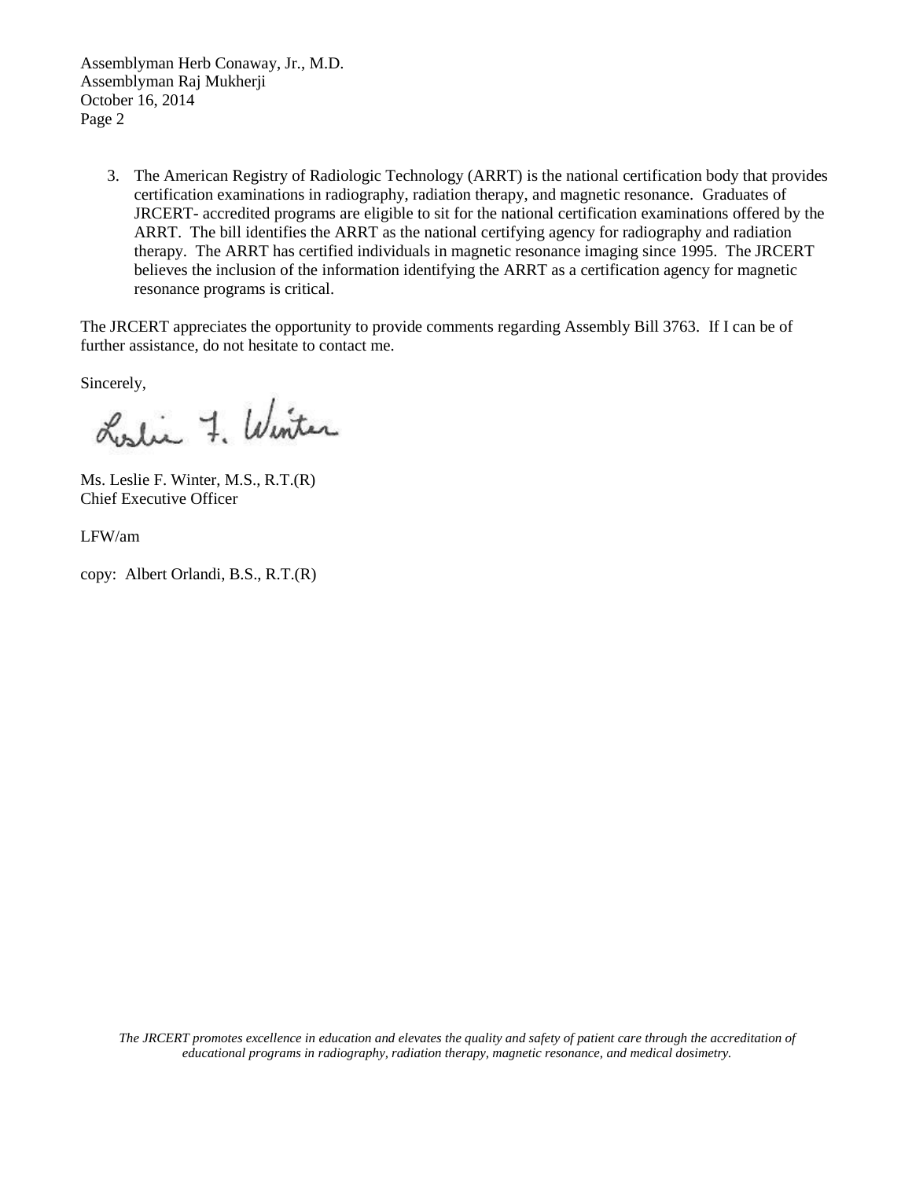3. The American Registry of Radiologic Technology (ARRT) is the national certification body that provides certification examinations in radiography, radiation therapy, and magnetic resonance. Graduates of JRCERT- accredited programs are eligible to sit for the national certification examinations offered by the ARRT. The bill identifies the ARRT as the national certifying agency for radiography and radiation therapy. The ARRT has certified individuals in magnetic resonance imaging since 1995. The JRCERT believes the inclusion of the information identifying the ARRT as a certification agency for magnetic resonance programs is critical.

The JRCERT appreciates the opportunity to provide comments regarding Assembly Bill 3763. If I can be of further assistance, do not hesitate to contact me.

Sincerely,

Leslie F. Winter

Ms. Leslie F. Winter, M.S., R.T.(R)
Chief Executive Officer

LFW/am

copy: Albert Orlandi, B.S., R.T.(R)

*The JRCERT promotes excellence in education and elevates the quality and safety of patient care through the accreditation of educational programs in radiography, radiation therapy, magnetic resonance, and medical dosimetry.*